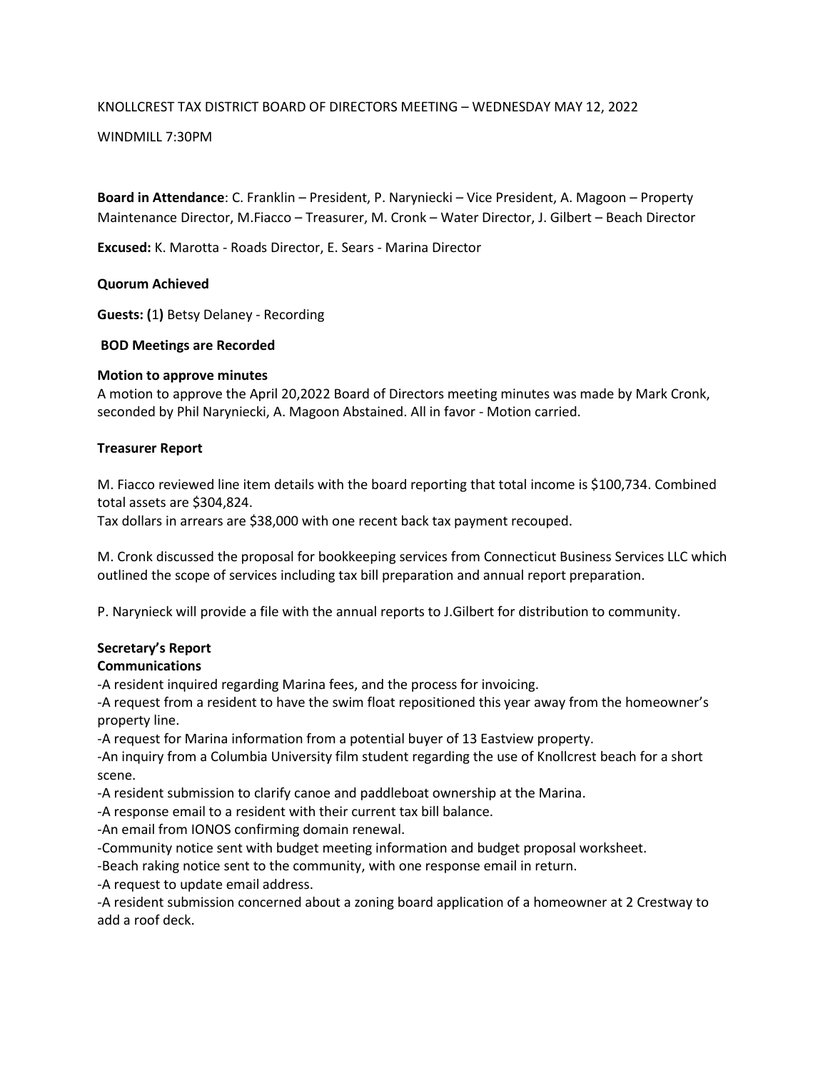KNOLLCREST TAX DISTRICT BOARD OF DIRECTORS MEETING – WEDNESDAY MAY 12, 2022

WINDMILL 7:30PM

**Board in Attendance**: C. Franklin – President, P. Naryniecki – Vice President, A. Magoon – Property Maintenance Director, M.Fiacco – Treasurer, M. Cronk – Water Director, J. Gilbert – Beach Director

**Excused:** K. Marotta - Roads Director, E. Sears - Marina Director

**Quorum Achieved**

**Guests: (**1**)** Betsy Delaney - Recording

**BOD Meetings are Recorded**

**Motion to approve minutes**

A motion to approve the April 20,2022 Board of Directors meeting minutes was made by Mark Cronk, seconded by Phil Naryniecki, A. Magoon Abstained. All in favor - Motion carried.

**Treasurer Report**

M. Fiacco reviewed line item details with the board reporting that total income is $100,734. Combined total assets are $304,824.
Tax dollars in arrears are $38,000 with one recent back tax payment recouped.

M. Cronk discussed the proposal for bookkeeping services from Connecticut Business Services LLC which outlined the scope of services including tax bill preparation and annual report preparation.

P. Narynieck will provide a file with the annual reports to J.Gilbert for distribution to community.

**Secretary's Report**

**Communications**

-A resident inquired regarding Marina fees, and the process for invoicing.
-A request from a resident to have the swim float repositioned this year away from the homeowner's property line.
-A request for Marina information from a potential buyer of 13 Eastview property.
-An inquiry from a Columbia University film student regarding the use of Knollcrest beach for a short scene.
-A resident submission to clarify canoe and paddleboat ownership at the Marina.
-A response email to a resident with their current tax bill balance.
-An email from IONOS confirming domain renewal.
-Community notice sent with budget meeting information and budget proposal worksheet.
-Beach raking notice sent to the community, with one response email in return.
-A request to update email address.
-A resident submission concerned about a zoning board application of a homeowner at 2 Crestway to add a roof deck.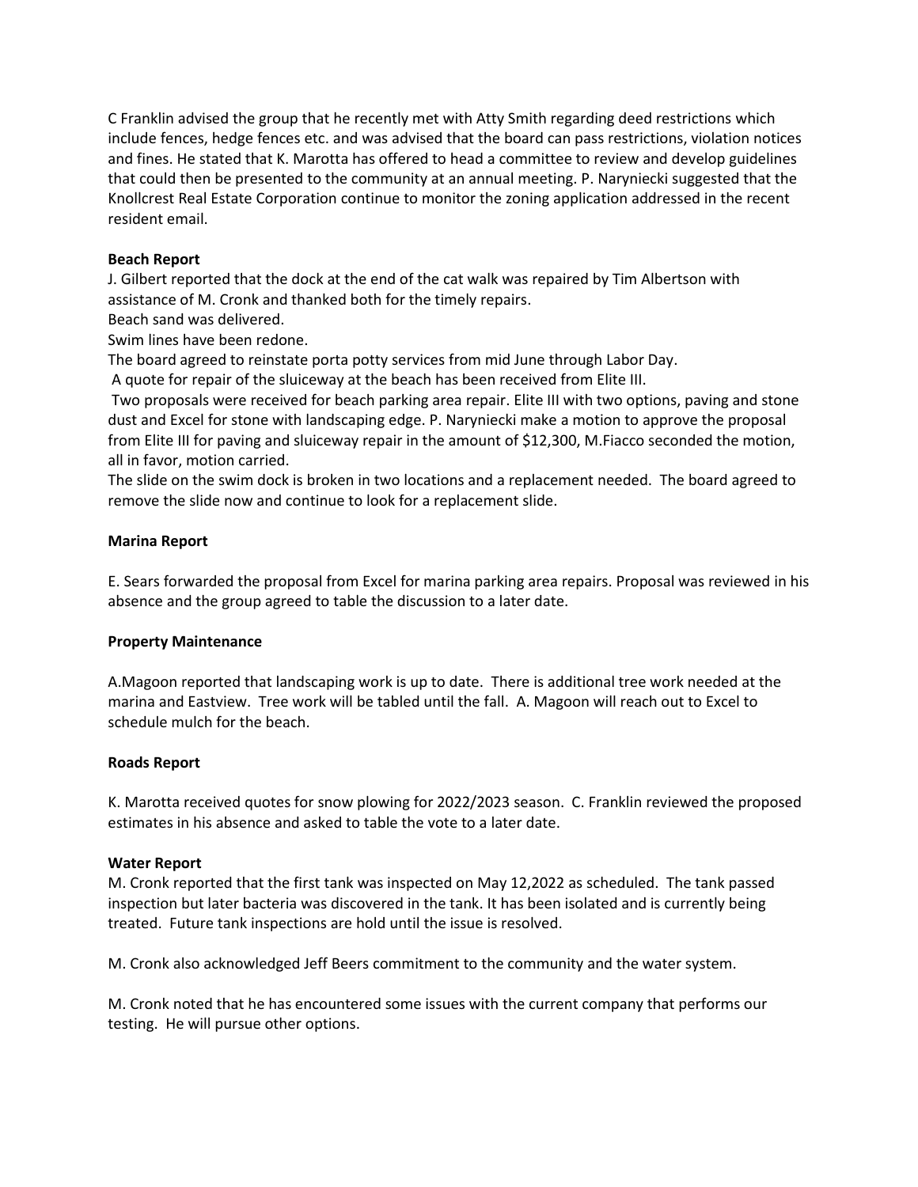C Franklin advised the group that he recently met with Atty Smith regarding deed restrictions which include fences, hedge fences etc. and was advised that the board can pass restrictions, violation notices and fines. He stated that K. Marotta has offered to head a committee to review and develop guidelines that could then be presented to the community at an annual meeting. P. Naryniecki suggested that the Knollcrest Real Estate Corporation continue to monitor the zoning application addressed in the recent resident email.

**Beach Report**

J. Gilbert reported that the dock at the end of the cat walk was repaired by Tim Albertson with assistance of M. Cronk and thanked both for the timely repairs.

Beach sand was delivered.

Swim lines have been redone.

The board agreed to reinstate porta potty services from mid June through Labor Day.

A quote for repair of the sluiceway at the beach has been received from Elite III.

Two proposals were received for beach parking area repair. Elite III with two options, paving and stone dust and Excel for stone with landscaping edge. P. Naryniecki make a motion to approve the proposal from Elite III for paving and sluiceway repair in the amount of $12,300, M.Fiacco seconded the motion, all in favor, motion carried.

The slide on the swim dock is broken in two locations and a replacement needed. The board agreed to remove the slide now and continue to look for a replacement slide.

**Marina Report**

E. Sears forwarded the proposal from Excel for marina parking area repairs. Proposal was reviewed in his absence and the group agreed to table the discussion to a later date.

**Property Maintenance**

A.Magoon reported that landscaping work is up to date. There is additional tree work needed at the marina and Eastview. Tree work will be tabled until the fall. A. Magoon will reach out to Excel to schedule mulch for the beach.

**Roads Report**

K. Marotta received quotes for snow plowing for 2022/2023 season. C. Franklin reviewed the proposed estimates in his absence and asked to table the vote to a later date.

**Water Report**

M. Cronk reported that the first tank was inspected on May 12,2022 as scheduled. The tank passed inspection but later bacteria was discovered in the tank. It has been isolated and is currently being treated. Future tank inspections are hold until the issue is resolved.

M. Cronk also acknowledged Jeff Beers commitment to the community and the water system.

M. Cronk noted that he has encountered some issues with the current company that performs our testing. He will pursue other options.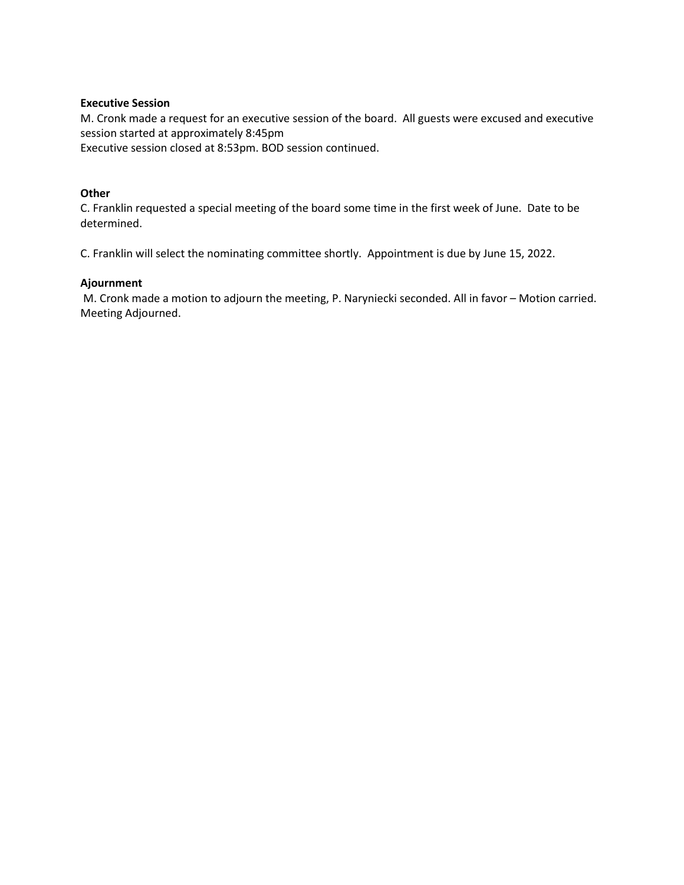**Executive Session**

M. Cronk made a request for an executive session of the board. All guests were excused and executive session started at approximately 8:45pm
Executive session closed at 8:53pm. BOD session continued.

**Other**

C. Franklin requested a special meeting of the board some time in the first week of June. Date to be determined.

C. Franklin will select the nominating committee shortly. Appointment is due by June 15, 2022.

**Ajournment**

M. Cronk made a motion to adjourn the meeting, P. Naryniecki seconded. All in favor – Motion carried.
Meeting Adjourned.